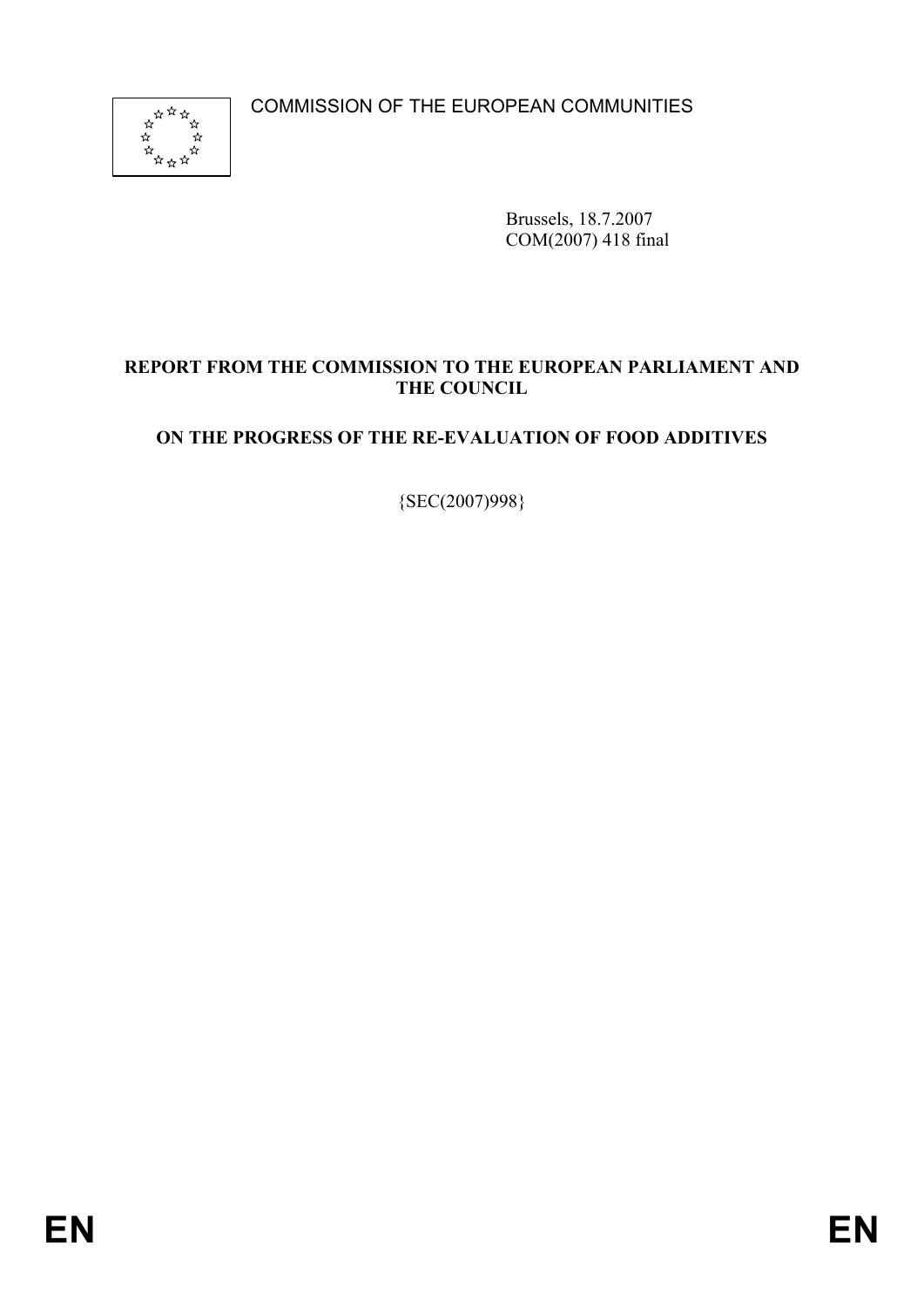COMMISSION OF THE EUROPEAN COMMUNITIES

Brussels, 18.7.2007
COM(2007) 418 final

# REPORT FROM THE COMMISSION TO THE EUROPEAN PARLIAMENT AND THE COUNCIL

# ON THE PROGRESS OF THE RE-EVALUATION OF FOOD ADDITIVES

{SEC(2007)998}

EN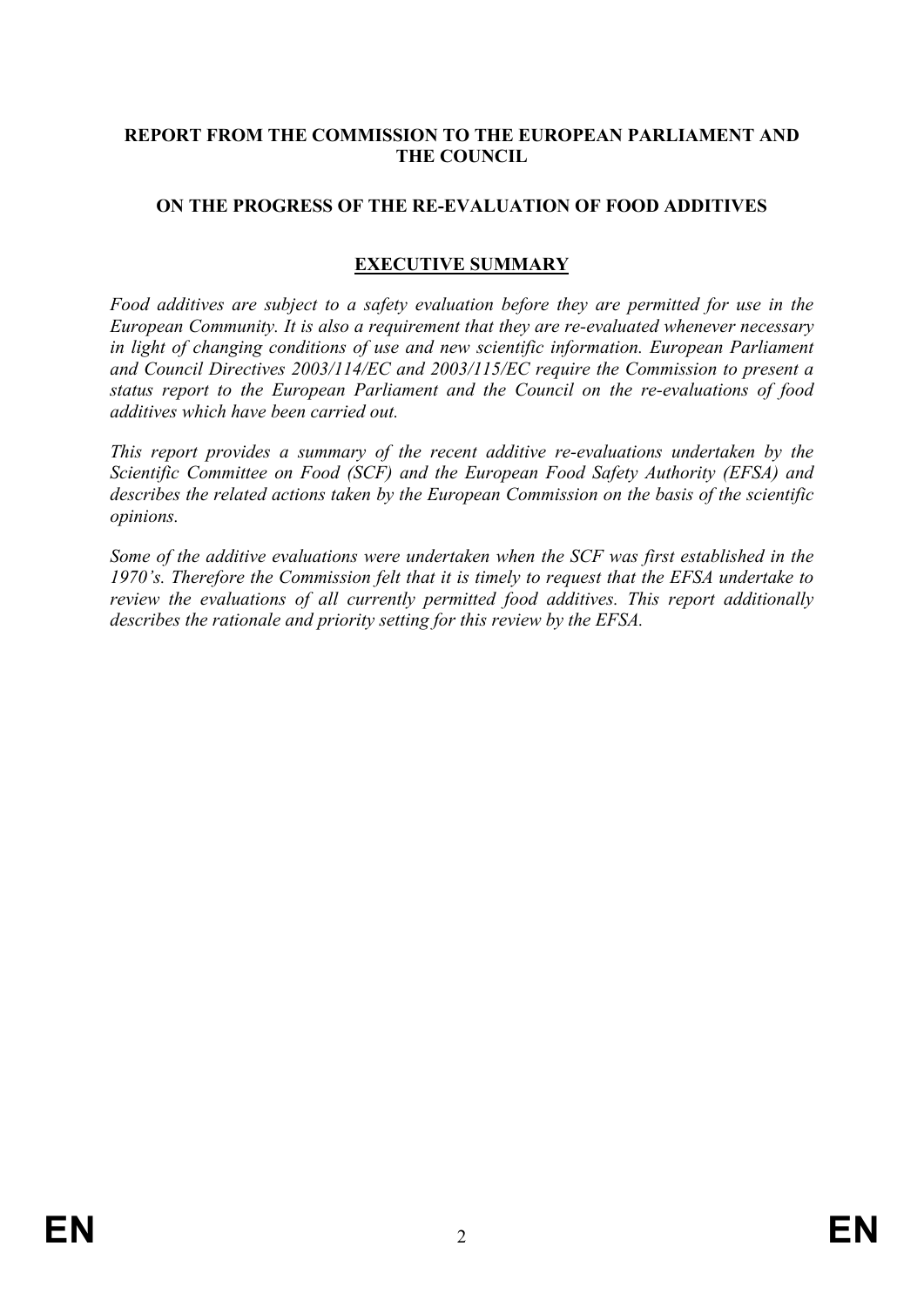**REPORT FROM THE COMMISSION TO THE EUROPEAN PARLIAMENT AND THE COUNCIL**

**ON THE PROGRESS OF THE RE-EVALUATION OF FOOD ADDITIVES**

## EXECUTIVE SUMMARY

*Food additives are subject to a safety evaluation before they are permitted for use in the European Community. It is also a requirement that they are re-evaluated whenever necessary in light of changing conditions of use and new scientific information. European Parliament and Council Directives 2003/114/EC and 2003/115/EC require the Commission to present a status report to the European Parliament and the Council on the re-evaluations of food additives which have been carried out.*

*This report provides a summary of the recent additive re-evaluations undertaken by the Scientific Committee on Food (SCF) and the European Food Safety Authority (EFSA) and describes the related actions taken by the European Commission on the basis of the scientific opinions.*

*Some of the additive evaluations were undertaken when the SCF was first established in the 1970's. Therefore the Commission felt that it is timely to request that the EFSA undertake to review the evaluations of all currently permitted food additives. This report additionally describes the rationale and priority setting for this review by the EFSA.*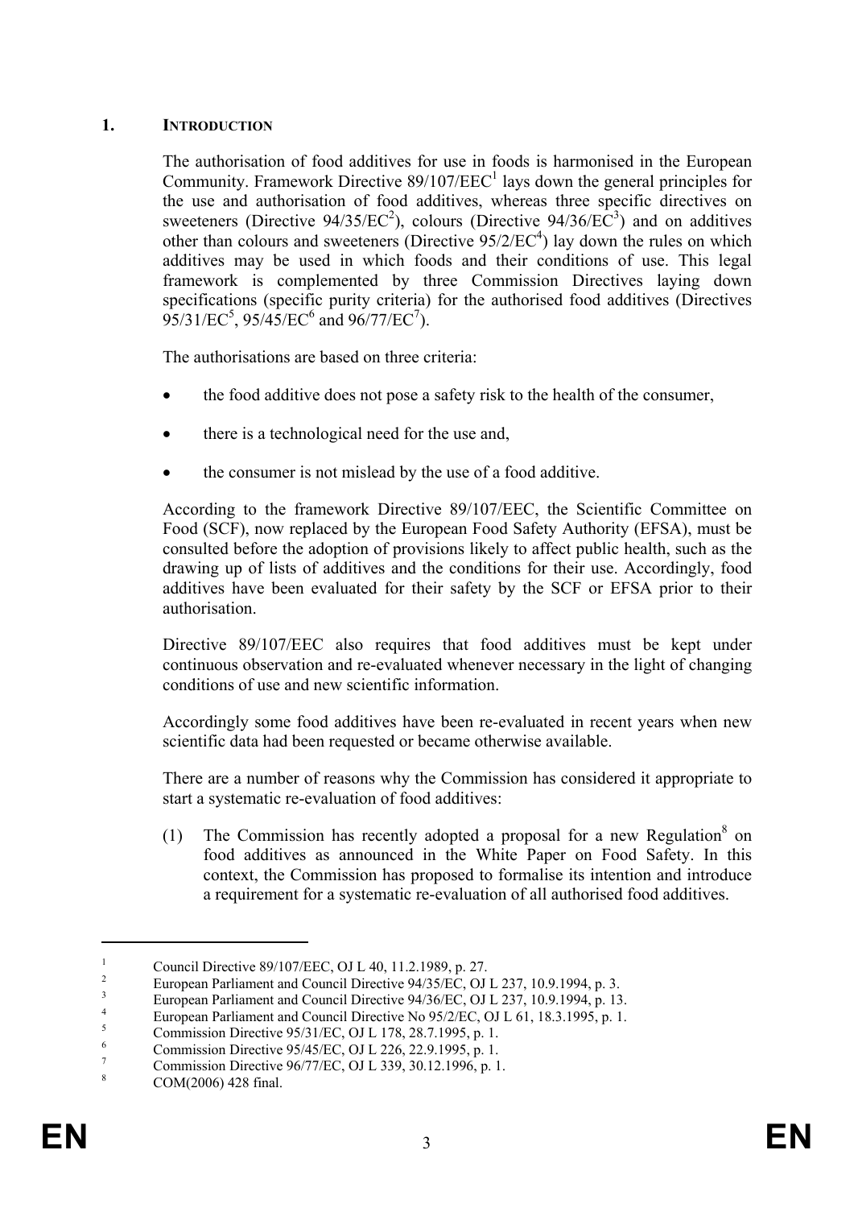## 1. INTRODUCTION

The authorisation of food additives for use in foods is harmonised in the European Community. Framework Directive 89/107/EEC[1] lays down the general principles for the use and authorisation of food additives, whereas three specific directives on sweeteners (Directive 94/35/EC[2]), colours (Directive 94/36/EC[3]) and on additives other than colours and sweeteners (Directive 95/2/EC[4]) lay down the rules on which additives may be used in which foods and their conditions of use. This legal framework is complemented by three Commission Directives laying down specifications (specific purity criteria) for the authorised food additives (Directives 95/31/EC[5], 95/45/EC[6] and 96/77/EC[7]).

The authorisations are based on three criteria:

- the food additive does not pose a safety risk to the health of the consumer,
- there is a technological need for the use and,
- the consumer is not mislead by the use of a food additive.

According to the framework Directive 89/107/EEC, the Scientific Committee on Food (SCF), now replaced by the European Food Safety Authority (EFSA), must be consulted before the adoption of provisions likely to affect public health, such as the drawing up of lists of additives and the conditions for their use. Accordingly, food additives have been evaluated for their safety by the SCF or EFSA prior to their authorisation.

Directive 89/107/EEC also requires that food additives must be kept under continuous observation and re-evaluated whenever necessary in the light of changing conditions of use and new scientific information.

Accordingly some food additives have been re-evaluated in recent years when new scientific data had been requested or became otherwise available.

There are a number of reasons why the Commission has considered it appropriate to start a systematic re-evaluation of food additives:

(1) The Commission has recently adopted a proposal for a new Regulation[8] on food additives as announced in the White Paper on Food Safety. In this context, the Commission has proposed to formalise its intention and introduce a requirement for a systematic re-evaluation of all authorised food additives.

---

[1] Council Directive 89/107/EEC, OJ L 40, 11.2.1989, p. 27.

[2] European Parliament and Council Directive 94/35/EC, OJ L 237, 10.9.1994, p. 3.

[3] European Parliament and Council Directive 94/36/EC, OJ L 237, 10.9.1994, p. 13.

[4] European Parliament and Council Directive No 95/2/EC, OJ L 61, 18.3.1995, p. 1.

[5] Commission Directive 95/31/EC, OJ L 178, 28.7.1995, p. 1.

[6] Commission Directive 95/45/EC, OJ L 226, 22.9.1995, p. 1.

[7] Commission Directive 96/77/EC, OJ L 339, 30.12.1996, p. 1.

[8] COM(2006) 428 final.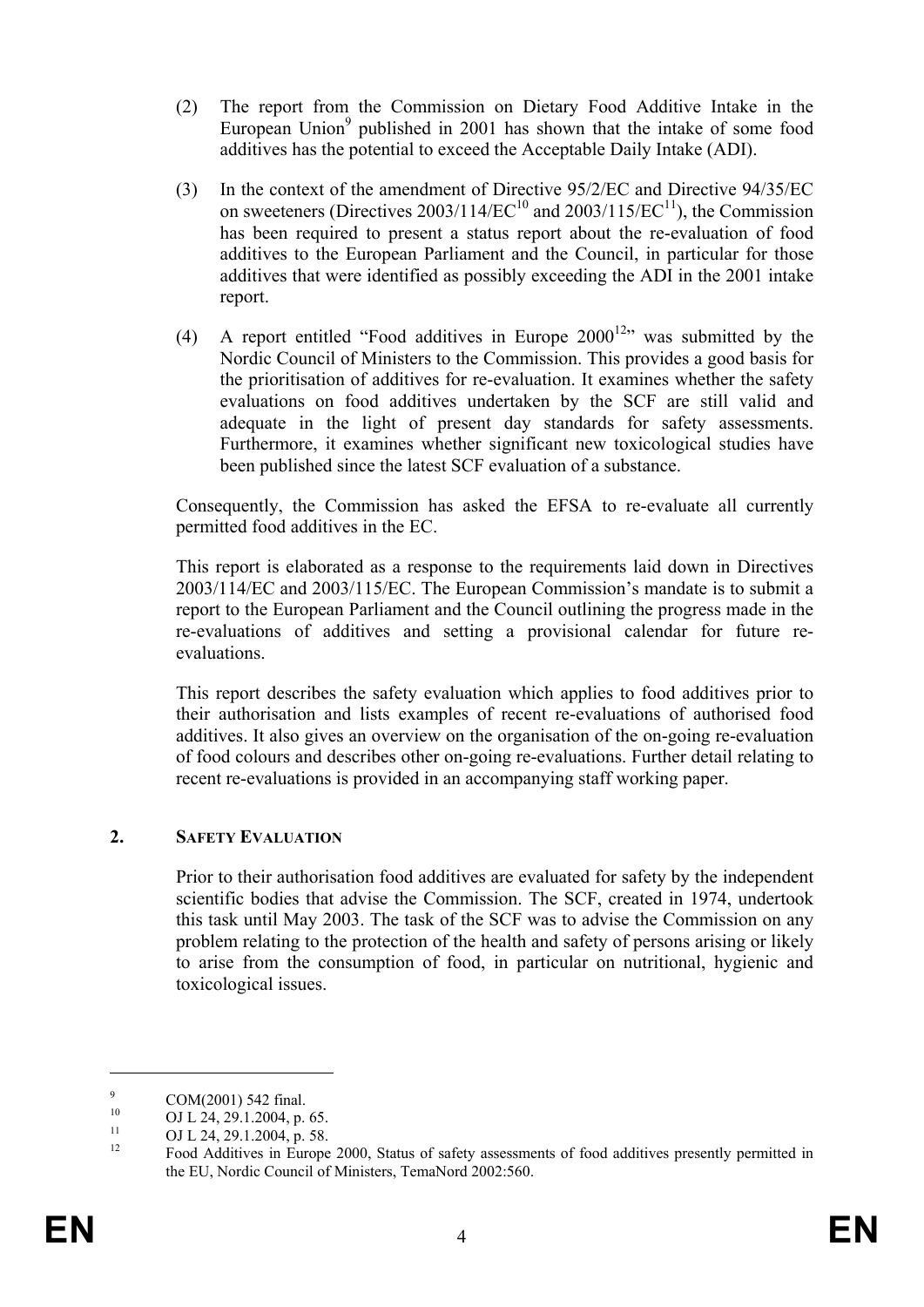(2) The report from the Commission on Dietary Food Additive Intake in the European Union[9] published in 2001 has shown that the intake of some food additives has the potential to exceed the Acceptable Daily Intake (ADI).

(3) In the context of the amendment of Directive 95/2/EC and Directive 94/35/EC on sweeteners (Directives 2003/114/EC[10] and 2003/115/EC[11]), the Commission has been required to present a status report about the re-evaluation of food additives to the European Parliament and the Council, in particular for those additives that were identified as possibly exceeding the ADI in the 2001 intake report.

(4) A report entitled "Food additives in Europe 2000[12]" was submitted by the Nordic Council of Ministers to the Commission. This provides a good basis for the prioritisation of additives for re-evaluation. It examines whether the safety evaluations on food additives undertaken by the SCF are still valid and adequate in the light of present day standards for safety assessments. Furthermore, it examines whether significant new toxicological studies have been published since the latest SCF evaluation of a substance.

Consequently, the Commission has asked the EFSA to re-evaluate all currently permitted food additives in the EC.

This report is elaborated as a response to the requirements laid down in Directives 2003/114/EC and 2003/115/EC. The European Commission's mandate is to submit a report to the European Parliament and the Council outlining the progress made in the re-evaluations of additives and setting a provisional calendar for future re-evaluations.

This report describes the safety evaluation which applies to food additives prior to their authorisation and lists examples of recent re-evaluations of authorised food additives. It also gives an overview on the organisation of the on-going re-evaluation of food colours and describes other on-going re-evaluations. Further detail relating to recent re-evaluations is provided in an accompanying staff working paper.

## 2. SAFETY EVALUATION

Prior to their authorisation food additives are evaluated for safety by the independent scientific bodies that advise the Commission. The SCF, created in 1974, undertook this task until May 2003. The task of the SCF was to advise the Commission on any problem relating to the protection of the health and safety of persons arising or likely to arise from the consumption of food, in particular on nutritional, hygienic and toxicological issues.

---

[9] COM(2001) 542 final.

[10] OJ L 24, 29.1.2004, p. 65.

[11] OJ L 24, 29.1.2004, p. 58.

[12] Food Additives in Europe 2000, Status of safety assessments of food additives presently permitted in the EU, Nordic Council of Ministers, TemaNord 2002:560.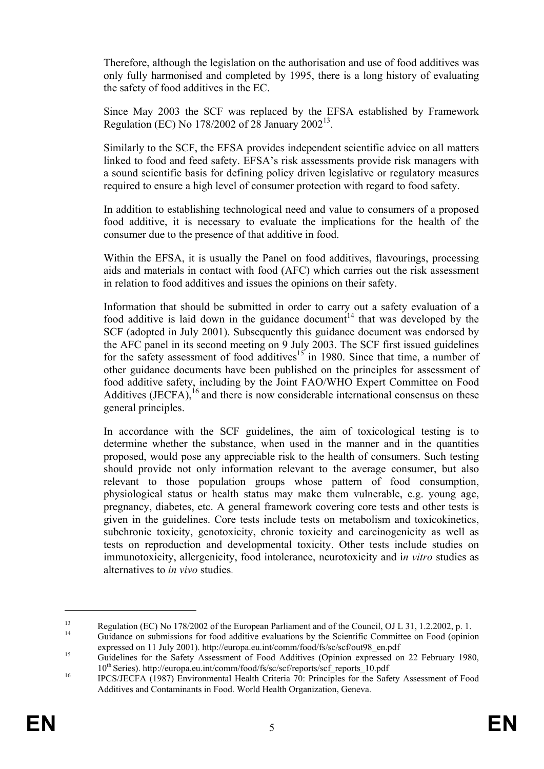Therefore, although the legislation on the authorisation and use of food additives was only fully harmonised and completed by 1995, there is a long history of evaluating the safety of food additives in the EC.

Since May 2003 the SCF was replaced by the EFSA established by Framework Regulation (EC) No 178/2002 of 28 January 2002[13].

Similarly to the SCF, the EFSA provides independent scientific advice on all matters linked to food and feed safety. EFSA's risk assessments provide risk managers with a sound scientific basis for defining policy driven legislative or regulatory measures required to ensure a high level of consumer protection with regard to food safety.

In addition to establishing technological need and value to consumers of a proposed food additive, it is necessary to evaluate the implications for the health of the consumer due to the presence of that additive in food.

Within the EFSA, it is usually the Panel on food additives, flavourings, processing aids and materials in contact with food (AFC) which carries out the risk assessment in relation to food additives and issues the opinions on their safety.

Information that should be submitted in order to carry out a safety evaluation of a food additive is laid down in the guidance document[14] that was developed by the SCF (adopted in July 2001). Subsequently this guidance document was endorsed by the AFC panel in its second meeting on 9 July 2003. The SCF first issued guidelines for the safety assessment of food additives[15] in 1980. Since that time, a number of other guidance documents have been published on the principles for assessment of food additive safety, including by the Joint FAO/WHO Expert Committee on Food Additives (JECFA),[16] and there is now considerable international consensus on these general principles.

In accordance with the SCF guidelines, the aim of toxicological testing is to determine whether the substance, when used in the manner and in the quantities proposed, would pose any appreciable risk to the health of consumers. Such testing should provide not only information relevant to the average consumer, but also relevant to those population groups whose pattern of food consumption, physiological status or health status may make them vulnerable, e.g. young age, pregnancy, diabetes, etc. A general framework covering core tests and other tests is given in the guidelines. Core tests include tests on metabolism and toxicokinetics, subchronic toxicity, genotoxicity, chronic toxicity and carcinogenicity as well as tests on reproduction and developmental toxicity. Other tests include studies on immunotoxicity, allergenicity, food intolerance, neurotoxicity and *in vitro* studies as alternatives to *in vivo* studies.

---

[13] Regulation (EC) No 178/2002 of the European Parliament and of the Council, OJ L 31, 1.2.2002, p. 1.

[14] Guidance on submissions for food additive evaluations by the Scientific Committee on Food (opinion expressed on 11 July 2001). http://europa.eu.int/comm/food/fs/sc/scf/out98_en.pdf

[15] Guidelines for the Safety Assessment of Food Additives (Opinion expressed on 22 February 1980, 10th Series). http://europa.eu.int/comm/food/fs/sc/scf/reports/scf_reports_10.pdf

[16] IPCS/JECFA (1987) Environmental Health Criteria 70: Principles for the Safety Assessment of Food Additives and Contaminants in Food. World Health Organization, Geneva.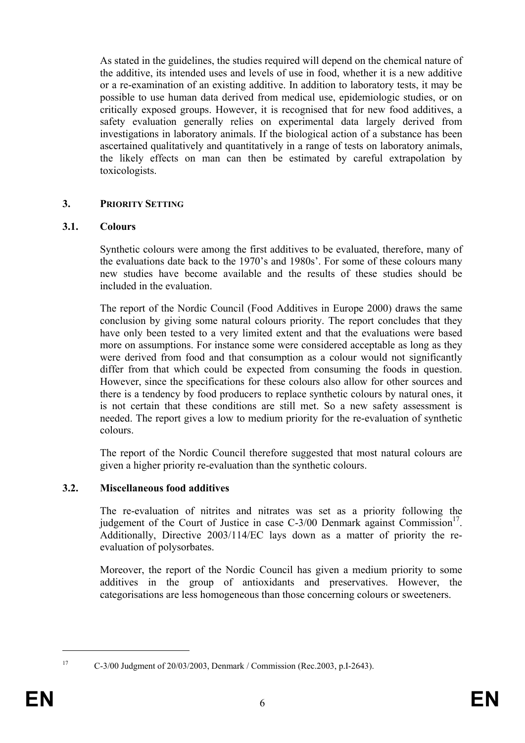As stated in the guidelines, the studies required will depend on the chemical nature of the additive, its intended uses and levels of use in food, whether it is a new additive or a re-examination of an existing additive. In addition to laboratory tests, it may be possible to use human data derived from medical use, epidemiologic studies, or on critically exposed groups. However, it is recognised that for new food additives, a safety evaluation generally relies on experimental data largely derived from investigations in laboratory animals. If the biological action of a substance has been ascertained qualitatively and quantitatively in a range of tests on laboratory animals, the likely effects on man can then be estimated by careful extrapolation by toxicologists.

## 3. PRIORITY SETTING

### 3.1. Colours

Synthetic colours were among the first additives to be evaluated, therefore, many of the evaluations date back to the 1970's and 1980s'. For some of these colours many new studies have become available and the results of these studies should be included in the evaluation.

The report of the Nordic Council (Food Additives in Europe 2000) draws the same conclusion by giving some natural colours priority. The report concludes that they have only been tested to a very limited extent and that the evaluations were based more on assumptions. For instance some were considered acceptable as long as they were derived from food and that consumption as a colour would not significantly differ from that which could be expected from consuming the foods in question. However, since the specifications for these colours also allow for other sources and there is a tendency by food producers to replace synthetic colours by natural ones, it is not certain that these conditions are still met. So a new safety assessment is needed. The report gives a low to medium priority for the re-evaluation of synthetic colours.

The report of the Nordic Council therefore suggested that most natural colours are given a higher priority re-evaluation than the synthetic colours.

### 3.2. Miscellaneous food additives

The re-evaluation of nitrites and nitrates was set as a priority following the judgement of the Court of Justice in case C-3/00 Denmark against Commission[17]. Additionally, Directive 2003/114/EC lays down as a matter of priority the re-evaluation of polysorbates.

Moreover, the report of the Nordic Council has given a medium priority to some additives in the group of antioxidants and preservatives. However, the categorisations are less homogeneous than those concerning colours or sweeteners.

---

[17] C-3/00 Judgment of 20/03/2003, Denmark / Commission (Rec.2003, p.I-2643).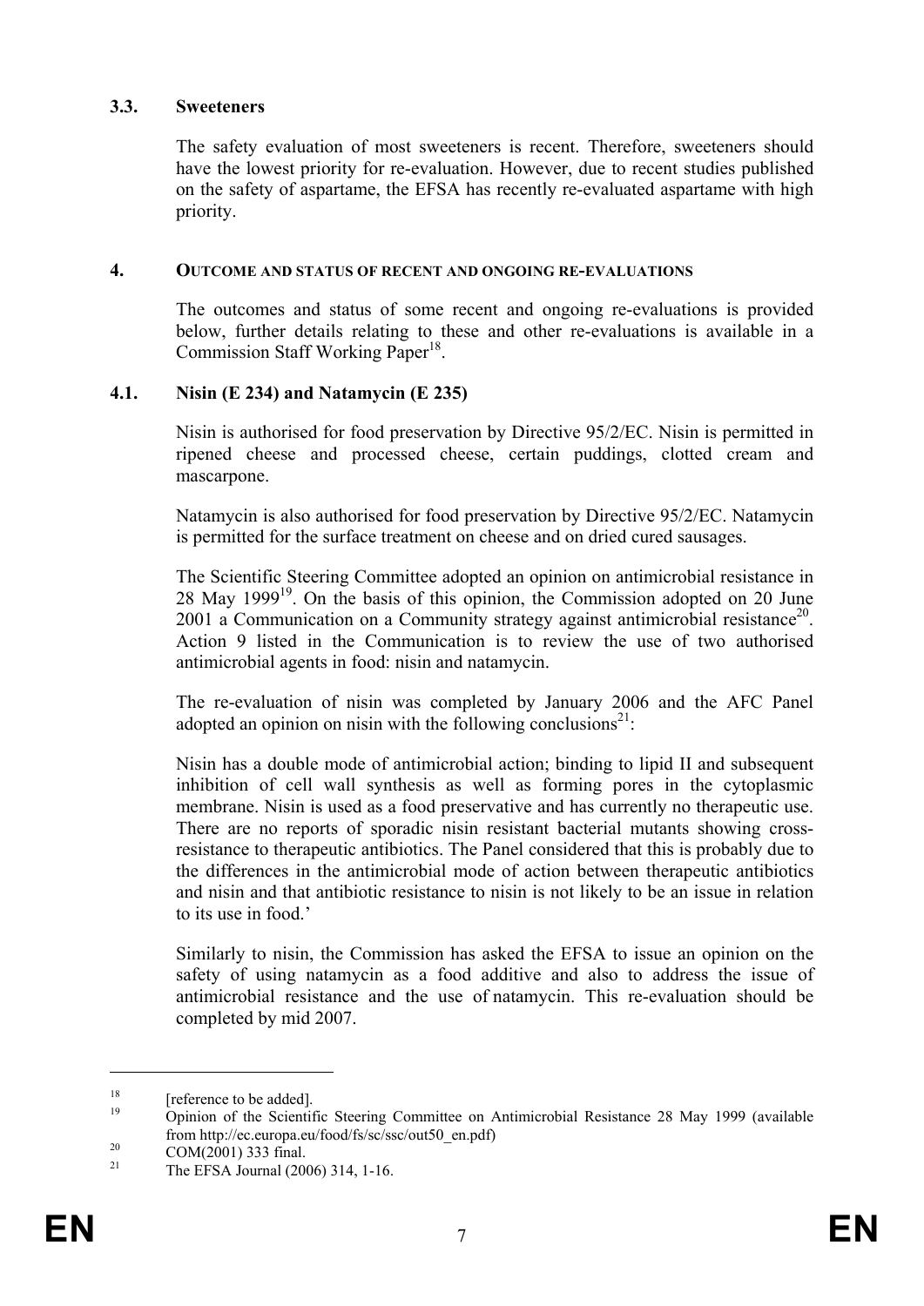### 3.3. Sweeteners

The safety evaluation of most sweeteners is recent. Therefore, sweeteners should have the lowest priority for re-evaluation. However, due to recent studies published on the safety of aspartame, the EFSA has recently re-evaluated aspartame with high priority.

## 4. OUTCOME AND STATUS OF RECENT AND ONGOING RE-EVALUATIONS

The outcomes and status of some recent and ongoing re-evaluations is provided below, further details relating to these and other re-evaluations is available in a Commission Staff Working Paper[18].

### 4.1. Nisin (E 234) and Natamycin (E 235)

Nisin is authorised for food preservation by Directive 95/2/EC. Nisin is permitted in ripened cheese and processed cheese, certain puddings, clotted cream and mascarpone.

Natamycin is also authorised for food preservation by Directive 95/2/EC. Natamycin is permitted for the surface treatment on cheese and on dried cured sausages.

The Scientific Steering Committee adopted an opinion on antimicrobial resistance in 28 May 1999[19]. On the basis of this opinion, the Commission adopted on 20 June 2001 a Communication on a Community strategy against antimicrobial resistance[20]. Action 9 listed in the Communication is to review the use of two authorised antimicrobial agents in food: nisin and natamycin.

The re-evaluation of nisin was completed by January 2006 and the AFC Panel adopted an opinion on nisin with the following conclusions[21]:

Nisin has a double mode of antimicrobial action; binding to lipid II and subsequent inhibition of cell wall synthesis as well as forming pores in the cytoplasmic membrane. Nisin is used as a food preservative and has currently no therapeutic use. There are no reports of sporadic nisin resistant bacterial mutants showing cross-resistance to therapeutic antibiotics. The Panel considered that this is probably due to the differences in the antimicrobial mode of action between therapeutic antibiotics and nisin and that antibiotic resistance to nisin is not likely to be an issue in relation to its use in food.'

Similarly to nisin, the Commission has asked the EFSA to issue an opinion on the safety of using natamycin as a food additive and also to address the issue of antimicrobial resistance and the use of natamycin. This re-evaluation should be completed by mid 2007.

---

[18] [reference to be added].

[19] Opinion of the Scientific Steering Committee on Antimicrobial Resistance 28 May 1999 (available from http://ec.europa.eu/food/fs/sc/ssc/out50_en.pdf)

[20] COM(2001) 333 final.

[21] The EFSA Journal (2006) 314, 1-16.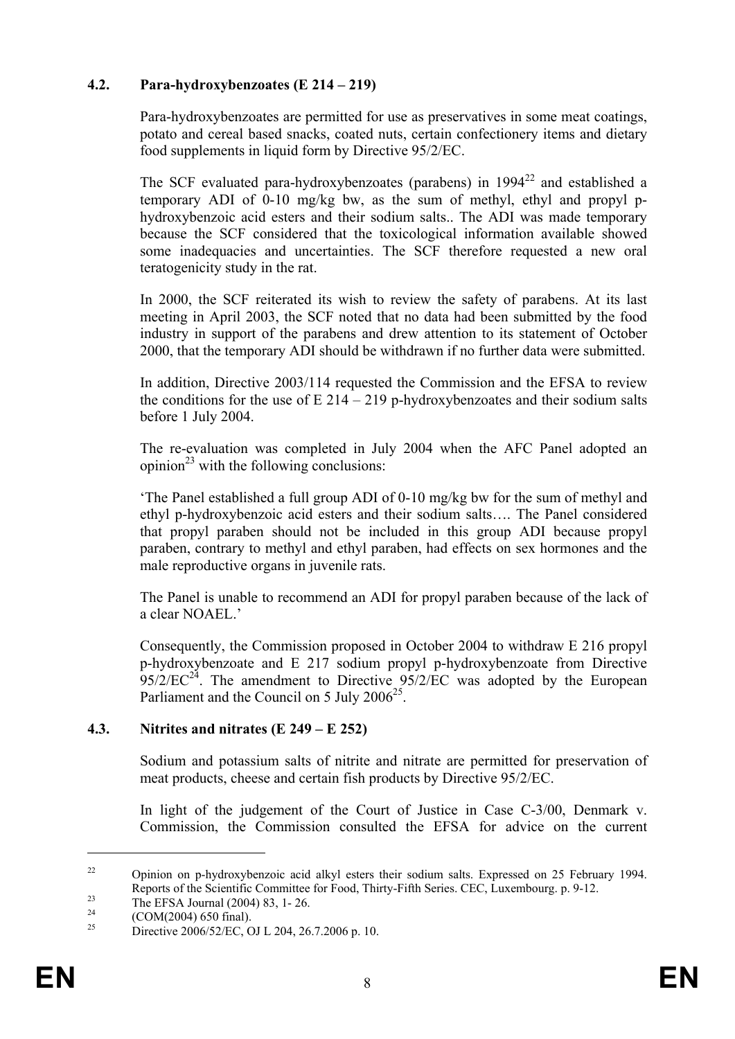### 4.2. Para-hydroxybenzoates (E 214 – 219)

Para-hydroxybenzoates are permitted for use as preservatives in some meat coatings, potato and cereal based snacks, coated nuts, certain confectionery items and dietary food supplements in liquid form by Directive 95/2/EC.

The SCF evaluated para-hydroxybenzoates (parabens) in 1994[22] and established a temporary ADI of 0-10 mg/kg bw, as the sum of methyl, ethyl and propyl p-hydroxybenzoic acid esters and their sodium salts.. The ADI was made temporary because the SCF considered that the toxicological information available showed some inadequacies and uncertainties. The SCF therefore requested a new oral teratogenicity study in the rat.

In 2000, the SCF reiterated its wish to review the safety of parabens. At its last meeting in April 2003, the SCF noted that no data had been submitted by the food industry in support of the parabens and drew attention to its statement of October 2000, that the temporary ADI should be withdrawn if no further data were submitted.

In addition, Directive 2003/114 requested the Commission and the EFSA to review the conditions for the use of E 214 – 219 p-hydroxybenzoates and their sodium salts before 1 July 2004.

The re-evaluation was completed in July 2004 when the AFC Panel adopted an opinion[23] with the following conclusions:

'The Panel established a full group ADI of 0-10 mg/kg bw for the sum of methyl and ethyl p-hydroxybenzoic acid esters and their sodium salts…. The Panel considered that propyl paraben should not be included in this group ADI because propyl paraben, contrary to methyl and ethyl paraben, had effects on sex hormones and the male reproductive organs in juvenile rats.

The Panel is unable to recommend an ADI for propyl paraben because of the lack of a clear NOAEL.'

Consequently, the Commission proposed in October 2004 to withdraw E 216 propyl p-hydroxybenzoate and E 217 sodium propyl p-hydroxybenzoate from Directive 95/2/EC[24]. The amendment to Directive 95/2/EC was adopted by the European Parliament and the Council on 5 July 2006[25].

### 4.3. Nitrites and nitrates (E 249 – E 252)

Sodium and potassium salts of nitrite and nitrate are permitted for preservation of meat products, cheese and certain fish products by Directive 95/2/EC.

In light of the judgement of the Court of Justice in Case C-3/00, Denmark v. Commission, the Commission consulted the EFSA for advice on the current

---

[22] Opinion on p-hydroxybenzoic acid alkyl esters their sodium salts. Expressed on 25 February 1994. Reports of the Scientific Committee for Food, Thirty-Fifth Series. CEC, Luxembourg. p. 9-12.

[23] The EFSA Journal (2004) 83, 1- 26.

[24] (COM(2004) 650 final).

[25] Directive 2006/52/EC, OJ L 204, 26.7.2006 p. 10.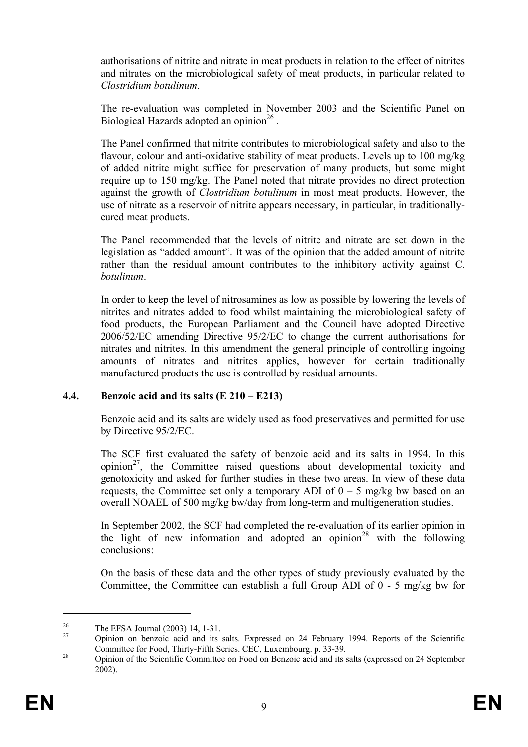authorisations of nitrite and nitrate in meat products in relation to the effect of nitrites and nitrates on the microbiological safety of meat products, in particular related to *Clostridium botulinum*.

The re-evaluation was completed in November 2003 and the Scientific Panel on Biological Hazards adopted an opinion[26] .

The Panel confirmed that nitrite contributes to microbiological safety and also to the flavour, colour and anti-oxidative stability of meat products. Levels up to 100 mg/kg of added nitrite might suffice for preservation of many products, but some might require up to 150 mg/kg. The Panel noted that nitrate provides no direct protection against the growth of *Clostridium botulinum* in most meat products. However, the use of nitrate as a reservoir of nitrite appears necessary, in particular, in traditionally-cured meat products.

The Panel recommended that the levels of nitrite and nitrate are set down in the legislation as "added amount". It was of the opinion that the added amount of nitrite rather than the residual amount contributes to the inhibitory activity against C. *botulinum*.

In order to keep the level of nitrosamines as low as possible by lowering the levels of nitrites and nitrates added to food whilst maintaining the microbiological safety of food products, the European Parliament and the Council have adopted Directive 2006/52/EC amending Directive 95/2/EC to change the current authorisations for nitrates and nitrites. In this amendment the general principle of controlling ingoing amounts of nitrates and nitrites applies, however for certain traditionally manufactured products the use is controlled by residual amounts.

### 4.4. Benzoic acid and its salts (E 210 – E213)

Benzoic acid and its salts are widely used as food preservatives and permitted for use by Directive 95/2/EC.

The SCF first evaluated the safety of benzoic acid and its salts in 1994. In this opinion[27], the Committee raised questions about developmental toxicity and genotoxicity and asked for further studies in these two areas. In view of these data requests, the Committee set only a temporary ADI of 0 – 5 mg/kg bw based on an overall NOAEL of 500 mg/kg bw/day from long-term and multigeneration studies.

In September 2002, the SCF had completed the re-evaluation of its earlier opinion in the light of new information and adopted an opinion[28] with the following conclusions:

On the basis of these data and the other types of study previously evaluated by the Committee, the Committee can establish a full Group ADI of 0 - 5 mg/kg bw for

---

[26] The EFSA Journal (2003) 14, 1-31.

[27] Opinion on benzoic acid and its salts. Expressed on 24 February 1994. Reports of the Scientific Committee for Food, Thirty-Fifth Series. CEC, Luxembourg. p. 33-39.

[28] Opinion of the Scientific Committee on Food on Benzoic acid and its salts (expressed on 24 September 2002).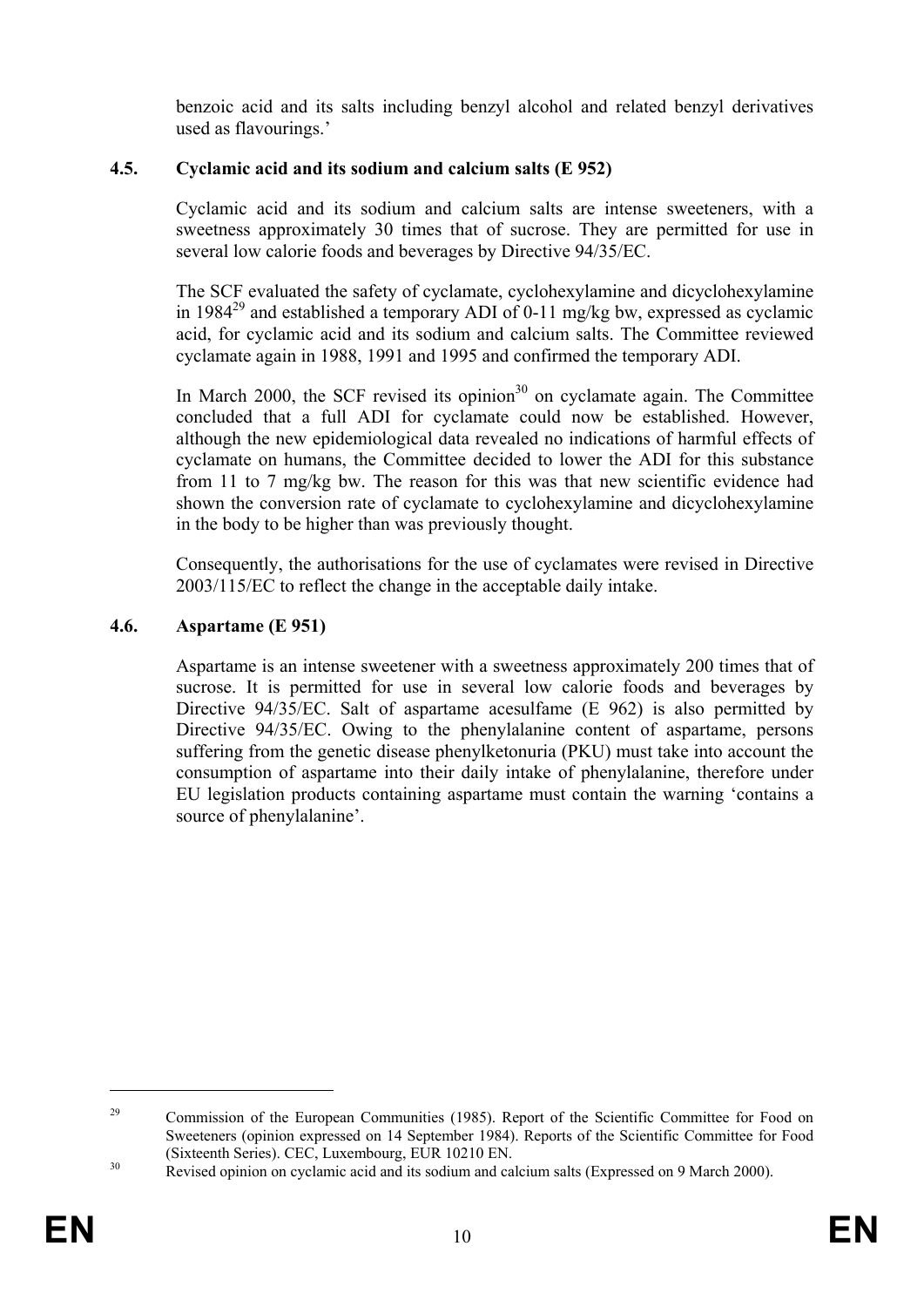benzoic acid and its salts including benzyl alcohol and related benzyl derivatives used as flavourings.'

### 4.5. Cyclamic acid and its sodium and calcium salts (E 952)

Cyclamic acid and its sodium and calcium salts are intense sweeteners, with a sweetness approximately 30 times that of sucrose. They are permitted for use in several low calorie foods and beverages by Directive 94/35/EC.

The SCF evaluated the safety of cyclamate, cyclohexylamine and dicyclohexylamine in 1984[29] and established a temporary ADI of 0-11 mg/kg bw, expressed as cyclamic acid, for cyclamic acid and its sodium and calcium salts. The Committee reviewed cyclamate again in 1988, 1991 and 1995 and confirmed the temporary ADI.

In March 2000, the SCF revised its opinion[30] on cyclamate again. The Committee concluded that a full ADI for cyclamate could now be established. However, although the new epidemiological data revealed no indications of harmful effects of cyclamate on humans, the Committee decided to lower the ADI for this substance from 11 to 7 mg/kg bw. The reason for this was that new scientific evidence had shown the conversion rate of cyclamate to cyclohexylamine and dicyclohexylamine in the body to be higher than was previously thought.

Consequently, the authorisations for the use of cyclamates were revised in Directive 2003/115/EC to reflect the change in the acceptable daily intake.

### 4.6. Aspartame (E 951)

Aspartame is an intense sweetener with a sweetness approximately 200 times that of sucrose. It is permitted for use in several low calorie foods and beverages by Directive 94/35/EC. Salt of aspartame acesulfame (E 962) is also permitted by Directive 94/35/EC. Owing to the phenylalanine content of aspartame, persons suffering from the genetic disease phenylketonuria (PKU) must take into account the consumption of aspartame into their daily intake of phenylalanine, therefore under EU legislation products containing aspartame must contain the warning 'contains a source of phenylalanine'.

---

[29] Commission of the European Communities (1985). Report of the Scientific Committee for Food on Sweeteners (opinion expressed on 14 September 1984). Reports of the Scientific Committee for Food (Sixteenth Series). CEC, Luxembourg, EUR 10210 EN.

[30] Revised opinion on cyclamic acid and its sodium and calcium salts (Expressed on 9 March 2000).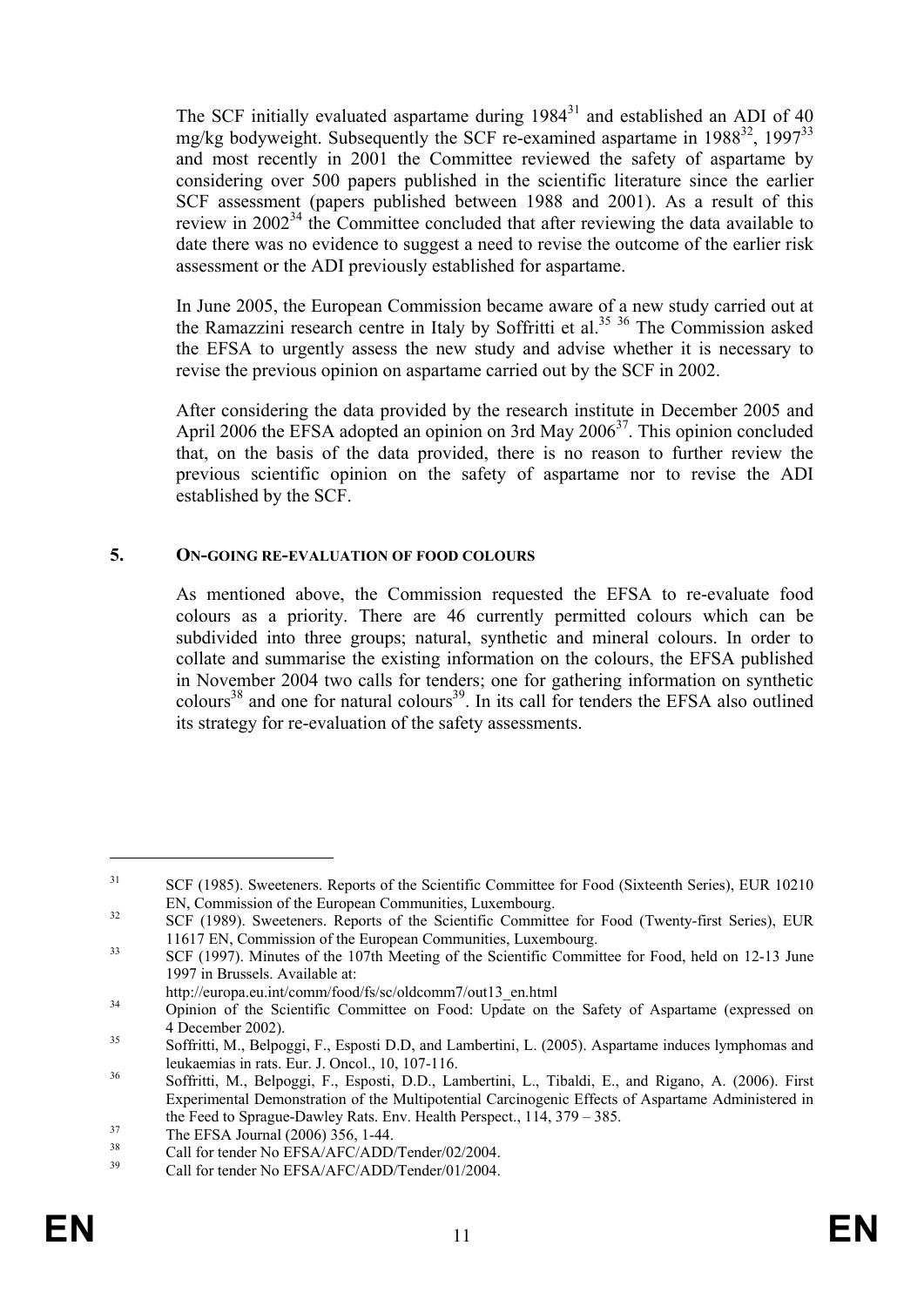The SCF initially evaluated aspartame during 1984[31] and established an ADI of 40 mg/kg bodyweight. Subsequently the SCF re-examined aspartame in 1988[32], 1997[33] and most recently in 2001 the Committee reviewed the safety of aspartame by considering over 500 papers published in the scientific literature since the earlier SCF assessment (papers published between 1988 and 2001). As a result of this review in 2002[34] the Committee concluded that after reviewing the data available to date there was no evidence to suggest a need to revise the outcome of the earlier risk assessment or the ADI previously established for aspartame.

In June 2005, the European Commission became aware of a new study carried out at the Ramazzini research centre in Italy by Soffritti et al.[35] [36] The Commission asked the EFSA to urgently assess the new study and advise whether it is necessary to revise the previous opinion on aspartame carried out by the SCF in 2002.

After considering the data provided by the research institute in December 2005 and April 2006 the EFSA adopted an opinion on 3rd May 2006[37]. This opinion concluded that, on the basis of the data provided, there is no reason to further review the previous scientific opinion on the safety of aspartame nor to revise the ADI established by the SCF.

## 5. ON-GOING RE-EVALUATION OF FOOD COLOURS

As mentioned above, the Commission requested the EFSA to re-evaluate food colours as a priority. There are 46 currently permitted colours which can be subdivided into three groups; natural, synthetic and mineral colours. In order to collate and summarise the existing information on the colours, the EFSA published in November 2004 two calls for tenders; one for gathering information on synthetic colours[38] and one for natural colours[39]. In its call for tenders the EFSA also outlined its strategy for re-evaluation of the safety assessments.

---

[31] SCF (1985). Sweeteners. Reports of the Scientific Committee for Food (Sixteenth Series), EUR 10210 EN, Commission of the European Communities, Luxembourg.

[32] SCF (1989). Sweeteners. Reports of the Scientific Committee for Food (Twenty-first Series), EUR 11617 EN, Commission of the European Communities, Luxembourg.

[33] SCF (1997). Minutes of the 107th Meeting of the Scientific Committee for Food, held on 12-13 June 1997 in Brussels. Available at: http://europa.eu.int/comm/food/fs/sc/oldcomm7/out13_en.html

[34] Opinion of the Scientific Committee on Food: Update on the Safety of Aspartame (expressed on 4 December 2002).

[35] Soffritti, M., Belpoggi, F., Esposti D.D, and Lambertini, L. (2005). Aspartame induces lymphomas and leukaemias in rats. Eur. J. Oncol., 10, 107-116.

[36] Soffritti, M., Belpoggi, F., Esposti, D.D., Lambertini, L., Tibaldi, E., and Rigano, A. (2006). First Experimental Demonstration of the Multipotential Carcinogenic Effects of Aspartame Administered in the Feed to Sprague-Dawley Rats. Env. Health Perspect., 114, 379 – 385.

[37] The EFSA Journal (2006) 356, 1-44.

[38] Call for tender No EFSA/AFC/ADD/Tender/02/2004.

[39] Call for tender No EFSA/AFC/ADD/Tender/01/2004.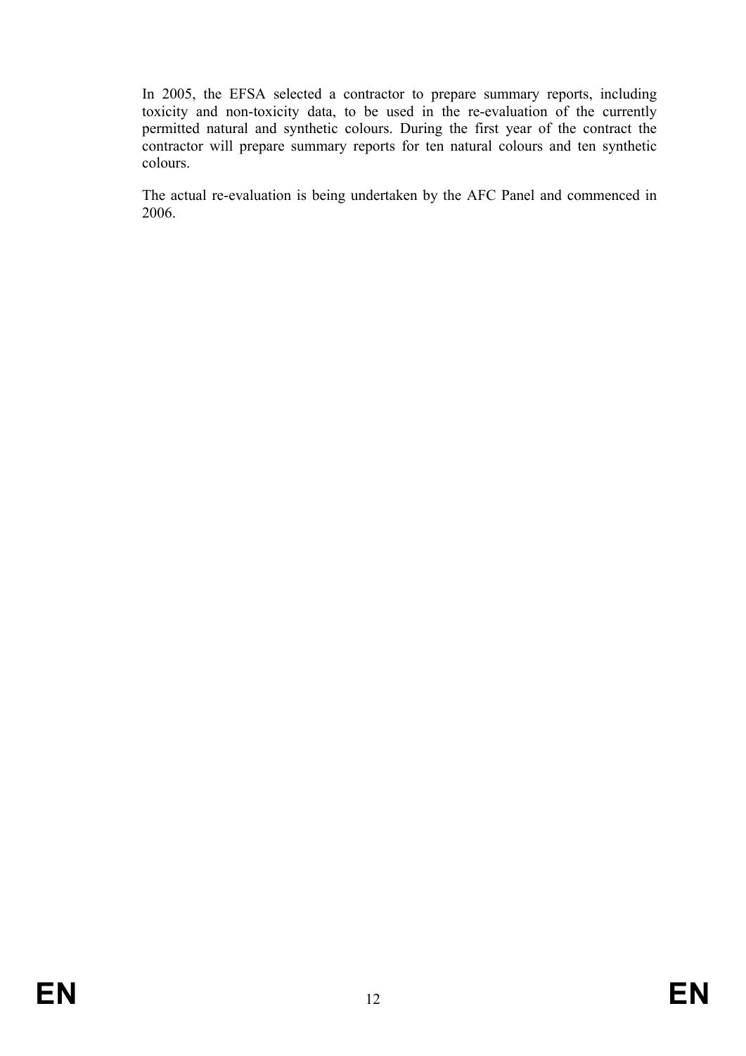In 2005, the EFSA selected a contractor to prepare summary reports, including toxicity and non-toxicity data, to be used in the re-evaluation of the currently permitted natural and synthetic colours. During the first year of the contract the contractor will prepare summary reports for ten natural colours and ten synthetic colours.

The actual re-evaluation is being undertaken by the AFC Panel and commenced in 2006.